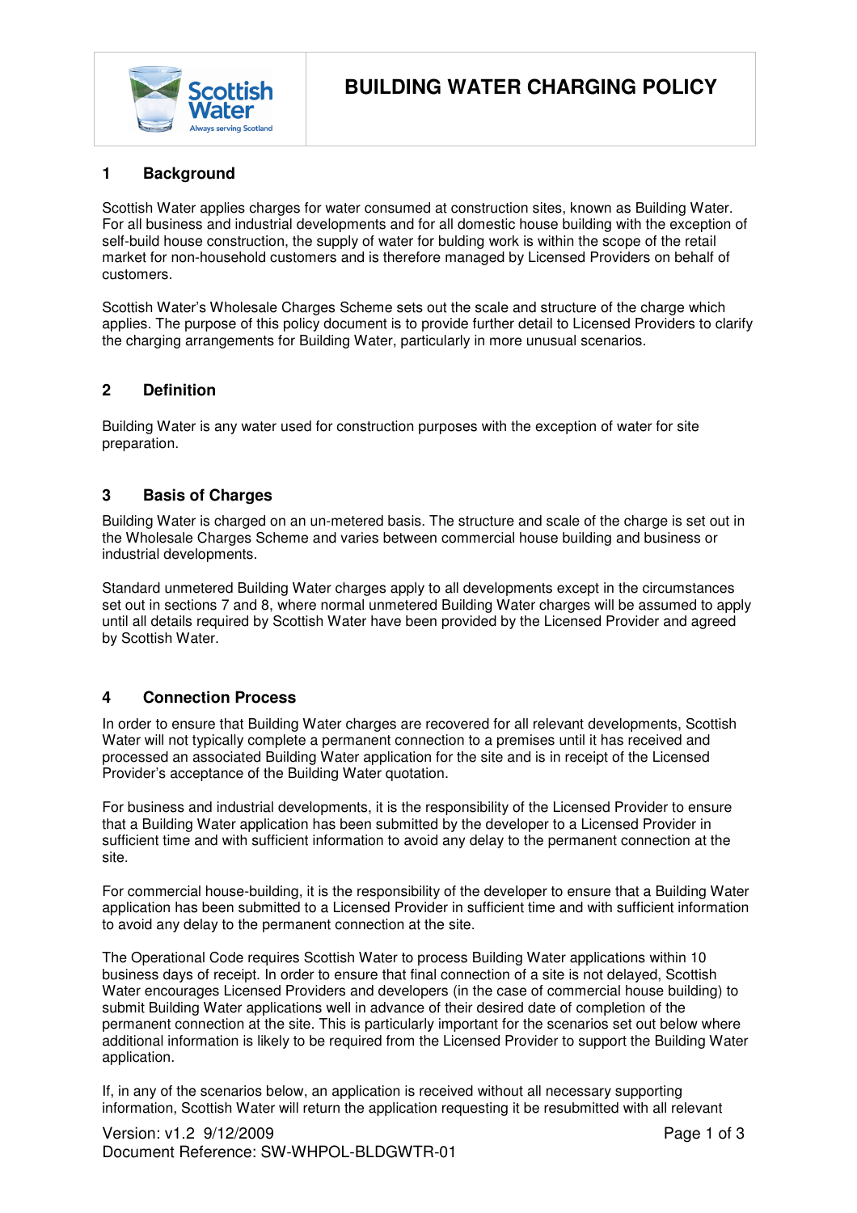# BUILDING WATER CHARGING POLICY

## 1 Background

Scottish Water applies charges for water consumed at construction sites, known as Building Water. For all business and industrial developments and for all domestic house building with the exception of self-build house construction, the supply of water for bulding work is within the scope of the retail market for non-household customers and is therefore managed by Licensed Providers on behalf of customers.

Scottish Water's Wholesale Charges Scheme sets out the scale and structure of the charge which applies. The purpose of this policy document is to provide further detail to Licensed Providers to clarify the charging arrangements for Building Water, particularly in more unusual scenarios.

## 2 Definition

Building Water is any water used for construction purposes with the exception of water for site preparation.

## 3 Basis of Charges

Building Water is charged on an un-metered basis. The structure and scale of the charge is set out in the Wholesale Charges Scheme and varies between commercial house building and business or industrial developments.

Standard unmetered Building Water charges apply to all developments except in the circumstances set out in sections 7 and 8, where normal unmetered Building Water charges will be assumed to apply until all details required by Scottish Water have been provided by the Licensed Provider and agreed by Scottish Water.

## 4 Connection Process

In order to ensure that Building Water charges are recovered for all relevant developments, Scottish Water will not typically complete a permanent connection to a premises until it has received and processed an associated Building Water application for the site and is in receipt of the Licensed Provider's acceptance of the Building Water quotation.

For business and industrial developments, it is the responsibility of the Licensed Provider to ensure that a Building Water application has been submitted by the developer to a Licensed Provider in sufficient time and with sufficient information to avoid any delay to the permanent connection at the site.

For commercial house-building, it is the responsibility of the developer to ensure that a Building Water application has been submitted to a Licensed Provider in sufficient time and with sufficient information to avoid any delay to the permanent connection at the site.

The Operational Code requires Scottish Water to process Building Water applications within 10 business days of receipt. In order to ensure that final connection of a site is not delayed, Scottish Water encourages Licensed Providers and developers (in the case of commercial house building) to submit Building Water applications well in advance of their desired date of completion of the permanent connection at the site. This is particularly important for the scenarios set out below where additional information is likely to be required from the Licensed Provider to support the Building Water application.

If, in any of the scenarios below, an application is received without all necessary supporting information, Scottish Water will return the application requesting it be resubmitted with all relevant

Version: v1.2 9/12/2009
Document Reference: SW-WHPOL-BLDGWTR-01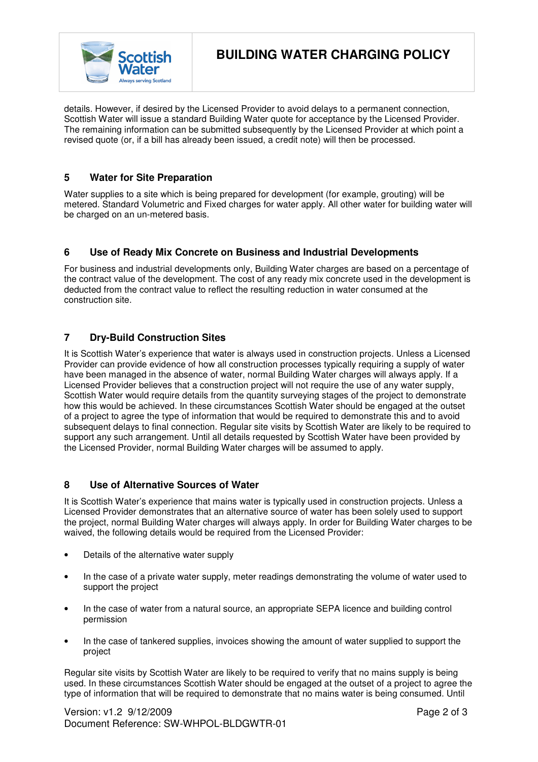details. However, if desired by the Licensed Provider to avoid delays to a permanent connection, Scottish Water will issue a standard Building Water quote for acceptance by the Licensed Provider. The remaining information can be submitted subsequently by the Licensed Provider at which point a revised quote (or, if a bill has already been issued, a credit note) will then be processed.

## 5 Water for Site Preparation

Water supplies to a site which is being prepared for development (for example, grouting) will be metered. Standard Volumetric and Fixed charges for water apply. All other water for building water will be charged on an un-metered basis.

## 6 Use of Ready Mix Concrete on Business and Industrial Developments

For business and industrial developments only, Building Water charges are based on a percentage of the contract value of the development. The cost of any ready mix concrete used in the development is deducted from the contract value to reflect the resulting reduction in water consumed at the construction site.

## 7 Dry-Build Construction Sites

It is Scottish Water's experience that water is always used in construction projects. Unless a Licensed Provider can provide evidence of how all construction processes typically requiring a supply of water have been managed in the absence of water, normal Building Water charges will always apply. If a Licensed Provider believes that a construction project will not require the use of any water supply, Scottish Water would require details from the quantity surveying stages of the project to demonstrate how this would be achieved. In these circumstances Scottish Water should be engaged at the outset of a project to agree the type of information that would be required to demonstrate this and to avoid subsequent delays to final connection. Regular site visits by Scottish Water are likely to be required to support any such arrangement. Until all details requested by Scottish Water have been provided by the Licensed Provider, normal Building Water charges will be assumed to apply.

## 8 Use of Alternative Sources of Water

It is Scottish Water's experience that mains water is typically used in construction projects. Unless a Licensed Provider demonstrates that an alternative source of water has been solely used to support the project, normal Building Water charges will always apply. In order for Building Water charges to be waived, the following details would be required from the Licensed Provider:

- Details of the alternative water supply
- In the case of a private water supply, meter readings demonstrating the volume of water used to support the project
- In the case of water from a natural source, an appropriate SEPA licence and building control permission
- In the case of tankered supplies, invoices showing the amount of water supplied to support the project

Regular site visits by Scottish Water are likely to be required to verify that no mains supply is being used. In these circumstances Scottish Water should be engaged at the outset of a project to agree the type of information that will be required to demonstrate that no mains water is being consumed. Until

Version: v1.2 9/12/2009
Document Reference: SW-WHPOL-BLDGWTR-01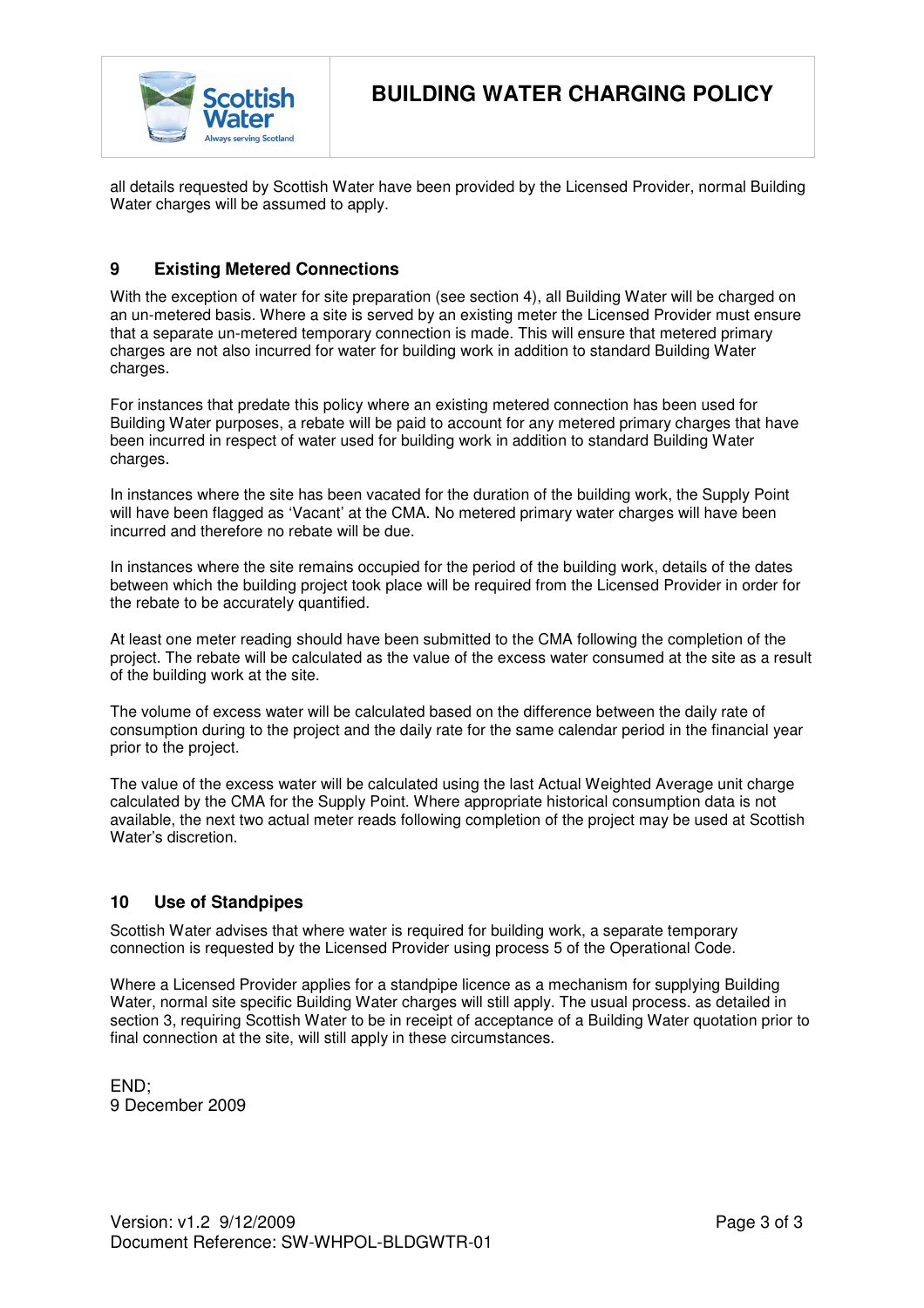all details requested by Scottish Water have been provided by the Licensed Provider, normal Building Water charges will be assumed to apply.

## 9 Existing Metered Connections

With the exception of water for site preparation (see section 4), all Building Water will be charged on an un-metered basis. Where a site is served by an existing meter the Licensed Provider must ensure that a separate un-metered temporary connection is made. This will ensure that metered primary charges are not also incurred for water for building work in addition to standard Building Water charges.

For instances that predate this policy where an existing metered connection has been used for Building Water purposes, a rebate will be paid to account for any metered primary charges that have been incurred in respect of water used for building work in addition to standard Building Water charges.

In instances where the site has been vacated for the duration of the building work, the Supply Point will have been flagged as 'Vacant' at the CMA. No metered primary water charges will have been incurred and therefore no rebate will be due.

In instances where the site remains occupied for the period of the building work, details of the dates between which the building project took place will be required from the Licensed Provider in order for the rebate to be accurately quantified.

At least one meter reading should have been submitted to the CMA following the completion of the project. The rebate will be calculated as the value of the excess water consumed at the site as a result of the building work at the site.

The volume of excess water will be calculated based on the difference between the daily rate of consumption during to the project and the daily rate for the same calendar period in the financial year prior to the project.

The value of the excess water will be calculated using the last Actual Weighted Average unit charge calculated by the CMA for the Supply Point. Where appropriate historical consumption data is not available, the next two actual meter reads following completion of the project may be used at Scottish Water's discretion.

## 10 Use of Standpipes

Scottish Water advises that where water is required for building work, a separate temporary connection is requested by the Licensed Provider using process 5 of the Operational Code.

Where a Licensed Provider applies for a standpipe licence as a mechanism for supplying Building Water, normal site specific Building Water charges will still apply. The usual process. as detailed in section 3, requiring Scottish Water to be in receipt of acceptance of a Building Water quotation prior to final connection at the site, will still apply in these circumstances.

END;
9 December 2009

Version: v1.2 9/12/2009
Document Reference: SW-WHPOL-BLDGWTR-01